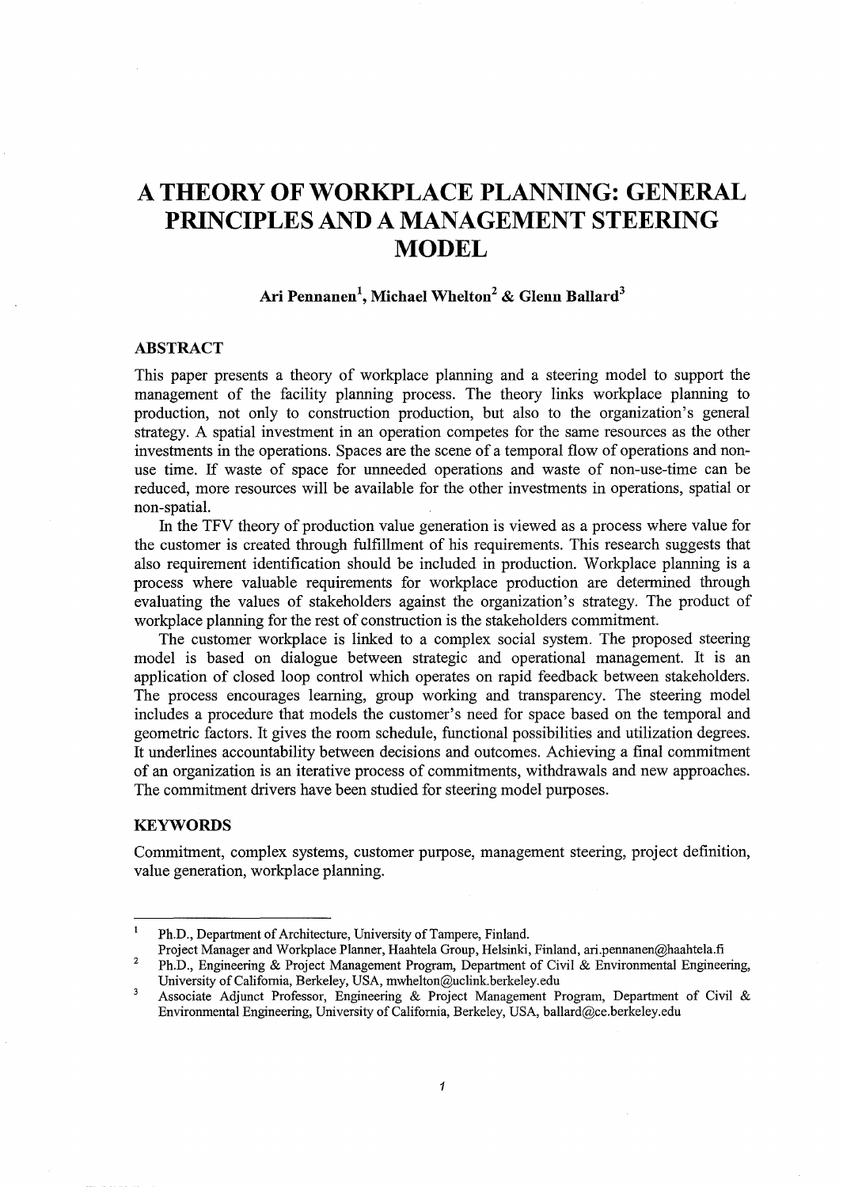# A THEORY OF WORKPLACE PLANNING: GENERAL PRINCIPLES AND A MANAGEMENT STEERING MODEL

**Ari Pennanen[1], Michael Whelton[2] & Glenn Ballard[3]**

## ABSTRACT

This paper presents a theory of workplace planning and a steering model to support the management of the facility planning process. The theory links workplace planning to production, not only to construction production, but also to the organization's general strategy. A spatial investment in an operation competes for the same resources as the other investments in the operations. Spaces are the scene of a temporal flow of operations and non-use time. If waste of space for unneeded operations and waste of non-use-time can be reduced, more resources will be available for the other investments in operations, spatial or non-spatial.

In the TFV theory of production value generation is viewed as a process where value for the customer is created through fulfillment of his requirements. This research suggests that also requirement identification should be included in production. Workplace planning is a process where valuable requirements for workplace production are determined through evaluating the values of stakeholders against the organization's strategy. The product of workplace planning for the rest of construction is the stakeholders commitment.

The customer workplace is linked to a complex social system. The proposed steering model is based on dialogue between strategic and operational management. It is an application of closed loop control which operates on rapid feedback between stakeholders. The process encourages learning, group working and transparency. The steering model includes a procedure that models the customer's need for space based on the temporal and geometric factors. It gives the room schedule, functional possibilities and utilization degrees. It underlines accountability between decisions and outcomes. Achieving a final commitment of an organization is an iterative process of commitments, withdrawals and new approaches. The commitment drivers have been studied for steering model purposes.

## KEYWORDS

Commitment, complex systems, customer purpose, management steering, project definition, value generation, workplace planning.

---

[1] Ph.D., Department of Architecture, University of Tampere, Finland.
Project Manager and Workplace Planner, Haahtela Group, Helsinki, Finland, ari.pennanen@haahtela.fi

[2] Ph.D., Engineering & Project Management Program, Department of Civil & Environmental Engineering, University of California, Berkeley, USA, mwhelton@uclink.berkeley.edu

[3] Associate Adjunct Professor, Engineering & Project Management Program, Department of Civil & Environmental Engineering, University of California, Berkeley, USA, ballard@ce.berkeley.edu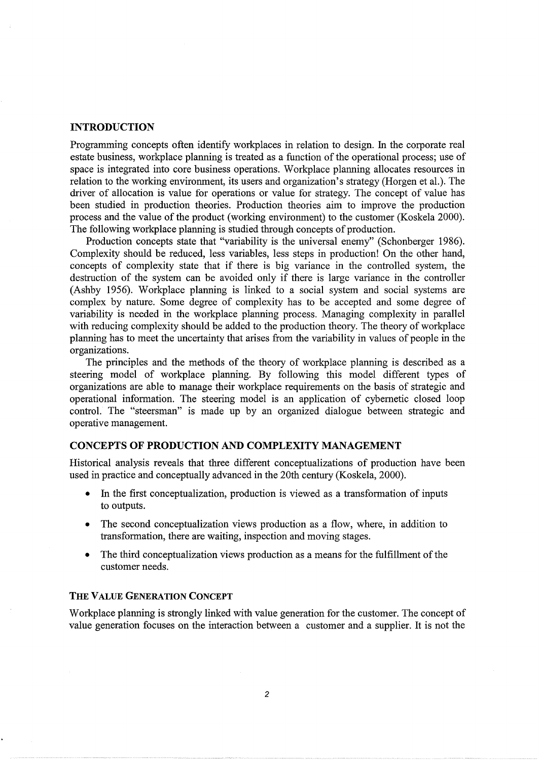## INTRODUCTION

Programming concepts often identify workplaces in relation to design. In the corporate real estate business, workplace planning is treated as a function of the operational process; use of space is integrated into core business operations. Workplace planning allocates resources in relation to the working environment, its users and organization's strategy (Horgen et al.). The driver of allocation is value for operations or value for strategy. The concept of value has been studied in production theories. Production theories aim to improve the production process and the value of the product (working environment) to the customer (Koskela 2000). The following workplace planning is studied through concepts of production.

Production concepts state that "variability is the universal enemy" (Schonberger 1986). Complexity should be reduced, less variables, less steps in production! On the other hand, concepts of complexity state that if there is big variance in the controlled system, the destruction of the system can be avoided only if there is large variance in the controller (Ashby 1956). Workplace planning is linked to a social system and social systems are complex by nature. Some degree of complexity has to be accepted and some degree of variability is needed in the workplace planning process. Managing complexity in parallel with reducing complexity should be added to the production theory. The theory of workplace planning has to meet the uncertainty that arises from the variability in values of people in the organizations.

The principles and the methods of the theory of workplace planning is described as a steering model of workplace planning. By following this model different types of organizations are able to manage their workplace requirements on the basis of strategic and operational information. The steering model is an application of cybernetic closed loop control. The "steersman" is made up by an organized dialogue between strategic and operative management.

## CONCEPTS OF PRODUCTION AND COMPLEXITY MANAGEMENT

Historical analysis reveals that three different conceptualizations of production have been used in practice and conceptually advanced in the 20th century (Koskela, 2000).

- In the first conceptualization, production is viewed as a transformation of inputs to outputs.
- The second conceptualization views production as a flow, where, in addition to transformation, there are waiting, inspection and moving stages.
- The third conceptualization views production as a means for the fulfillment of the customer needs.

### THE VALUE GENERATION CONCEPT

Workplace planning is strongly linked with value generation for the customer. The concept of value generation focuses on the interaction between a customer and a supplier. It is not the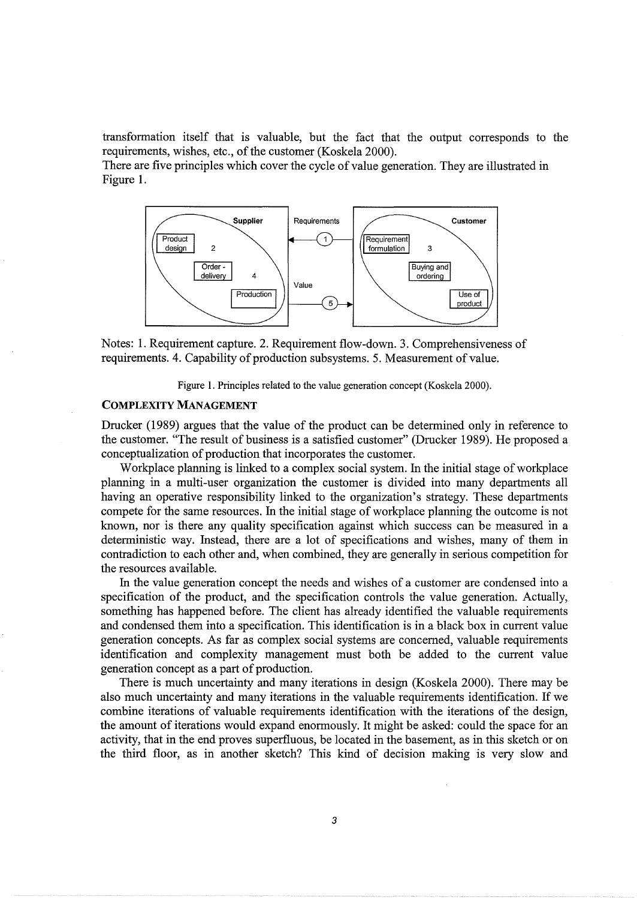transformation itself that is valuable, but the fact that the output corresponds to the requirements, wishes, etc., of the customer (Koskela 2000).

There are five principles which cover the cycle of value generation. They are illustrated in Figure 1.

Notes: 1. Requirement capture. 2. Requirement flow-down. 3. Comprehensiveness of requirements. 4. Capability of production subsystems. 5. Measurement of value.

Figure 1. Principles related to the value generation concept (Koskela 2000).

## COMPLEXITY MANAGEMENT

Drucker (1989) argues that the value of the product can be determined only in reference to the customer. "The result of business is a satisfied customer" (Drucker 1989). He proposed a conceptualization of production that incorporates the customer.

Workplace planning is linked to a complex social system. In the initial stage of workplace planning in a multi-user organization the customer is divided into many departments all having an operative responsibility linked to the organization's strategy. These departments compete for the same resources. In the initial stage of workplace planning the outcome is not known, nor is there any quality specification against which success can be measured in a deterministic way. Instead, there are a lot of specifications and wishes, many of them in contradiction to each other and, when combined, they are generally in serious competition for the resources available.

In the value generation concept the needs and wishes of a customer are condensed into a specification of the product, and the specification controls the value generation. Actually, something has happened before. The client has already identified the valuable requirements and condensed them into a specification. This identification is in a black box in current value generation concepts. As far as complex social systems are concerned, valuable requirements identification and complexity management must both be added to the current value generation concept as a part of production.

There is much uncertainty and many iterations in design (Koskela 2000). There may be also much uncertainty and many iterations in the valuable requirements identification. If we combine iterations of valuable requirements identification with the iterations of the design, the amount of iterations would expand enormously. It might be asked: could the space for an activity, that in the end proves superfluous, be located in the basement, as in this sketch or on the third floor, as in another sketch? This kind of decision making is very slow and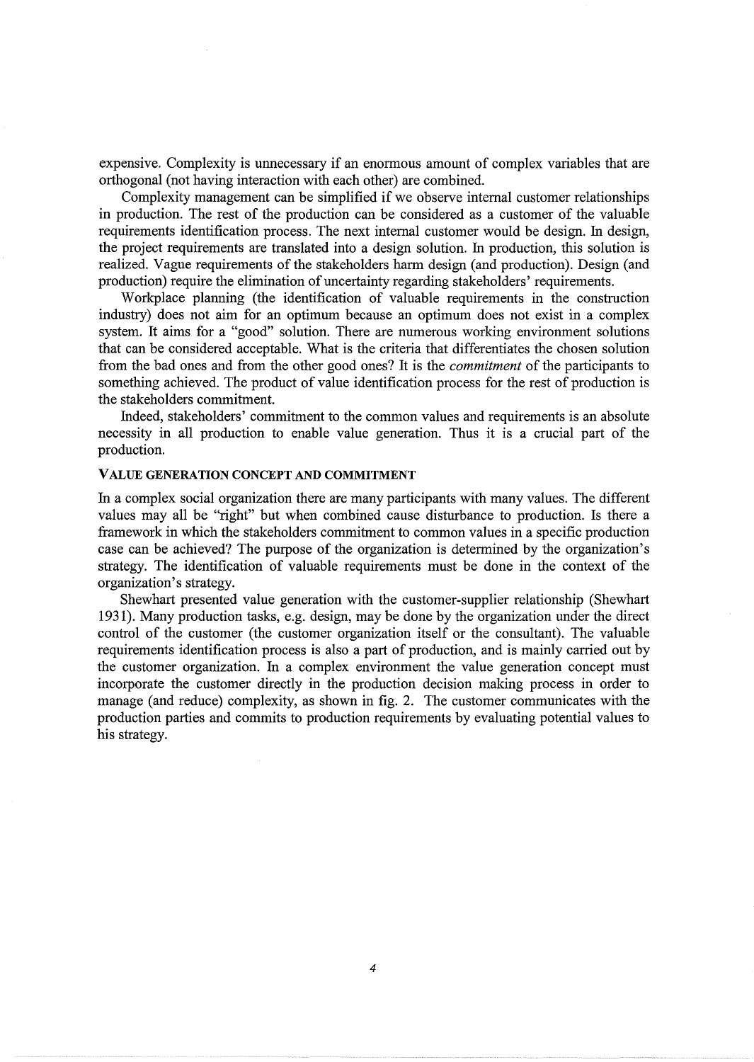expensive. Complexity is unnecessary if an enormous amount of complex variables that are orthogonal (not having interaction with each other) are combined.

Complexity management can be simplified if we observe internal customer relationships in production. The rest of the production can be considered as a customer of the valuable requirements identification process. The next internal customer would be design. In design, the project requirements are translated into a design solution. In production, this solution is realized. Vague requirements of the stakeholders harm design (and production). Design (and production) require the elimination of uncertainty regarding stakeholders' requirements.

Workplace planning (the identification of valuable requirements in the construction industry) does not aim for an optimum because an optimum does not exist in a complex system. It aims for a "good" solution. There are numerous working environment solutions that can be considered acceptable. What is the criteria that differentiates the chosen solution from the bad ones and from the other good ones? It is the *commitment* of the participants to something achieved. The product of value identification process for the rest of production is the stakeholders commitment.

Indeed, stakeholders' commitment to the common values and requirements is an absolute necessity in all production to enable value generation. Thus it is a crucial part of the production.

## VALUE GENERATION CONCEPT AND COMMITMENT

In a complex social organization there are many participants with many values. The different values may all be "right" but when combined cause disturbance to production. Is there a framework in which the stakeholders commitment to common values in a specific production case can be achieved? The purpose of the organization is determined by the organization's strategy. The identification of valuable requirements must be done in the context of the organization's strategy.

Shewhart presented value generation with the customer-supplier relationship (Shewhart 1931). Many production tasks, e.g. design, may be done by the organization under the direct control of the customer (the customer organization itself or the consultant). The valuable requirements identification process is also a part of production, and is mainly carried out by the customer organization. In a complex environment the value generation concept must incorporate the customer directly in the production decision making process in order to manage (and reduce) complexity, as shown in fig. 2. The customer communicates with the production parties and commits to production requirements by evaluating potential values to his strategy.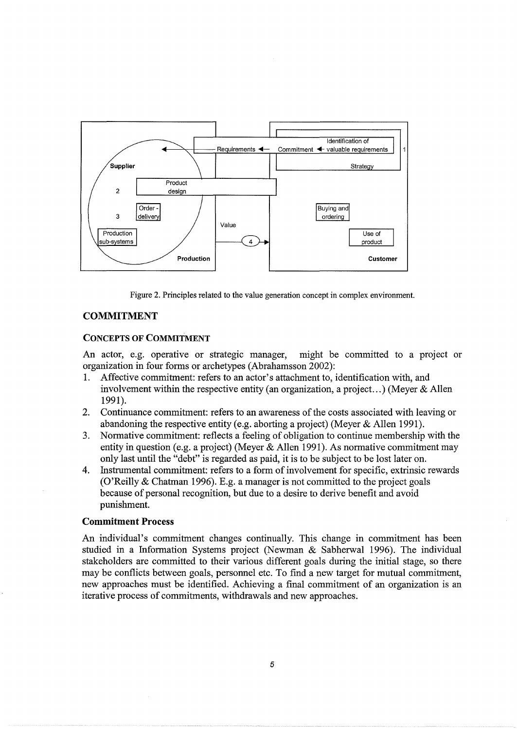Figure 2. Principles related to the value generation concept in complex environment.

## COMMITMENT

### CONCEPTS OF COMMITMENT

An actor, e.g. operative or strategic manager, might be committed to a project or organization in four forms or archetypes (Abrahamsson 2002):

1. Affective commitment: refers to an actor's attachment to, identification with, and involvement within the respective entity (an organization, a project…) (Meyer & Allen 1991).
2. Continuance commitment: refers to an awareness of the costs associated with leaving or abandoning the respective entity (e.g. aborting a project) (Meyer & Allen 1991).
3. Normative commitment: reflects a feeling of obligation to continue membership with the entity in question (e.g. a project) (Meyer & Allen 1991). As normative commitment may only last until the "debt" is regarded as paid, it is to be subject to be lost later on.
4. Instrumental commitment: refers to a form of involvement for specific, extrinsic rewards (O'Reilly & Chatman 1996). E.g. a manager is not committed to the project goals because of personal recognition, but due to a desire to derive benefit and avoid punishment.

### Commitment Process

An individual's commitment changes continually. This change in commitment has been studied in a Information Systems project (Newman & Sabherwal 1996). The individual stakeholders are committed to their various different goals during the initial stage, so there may be conflicts between goals, personnel etc. To find a new target for mutual commitment, new approaches must be identified. Achieving a final commitment of an organization is an iterative process of commitments, withdrawals and new approaches.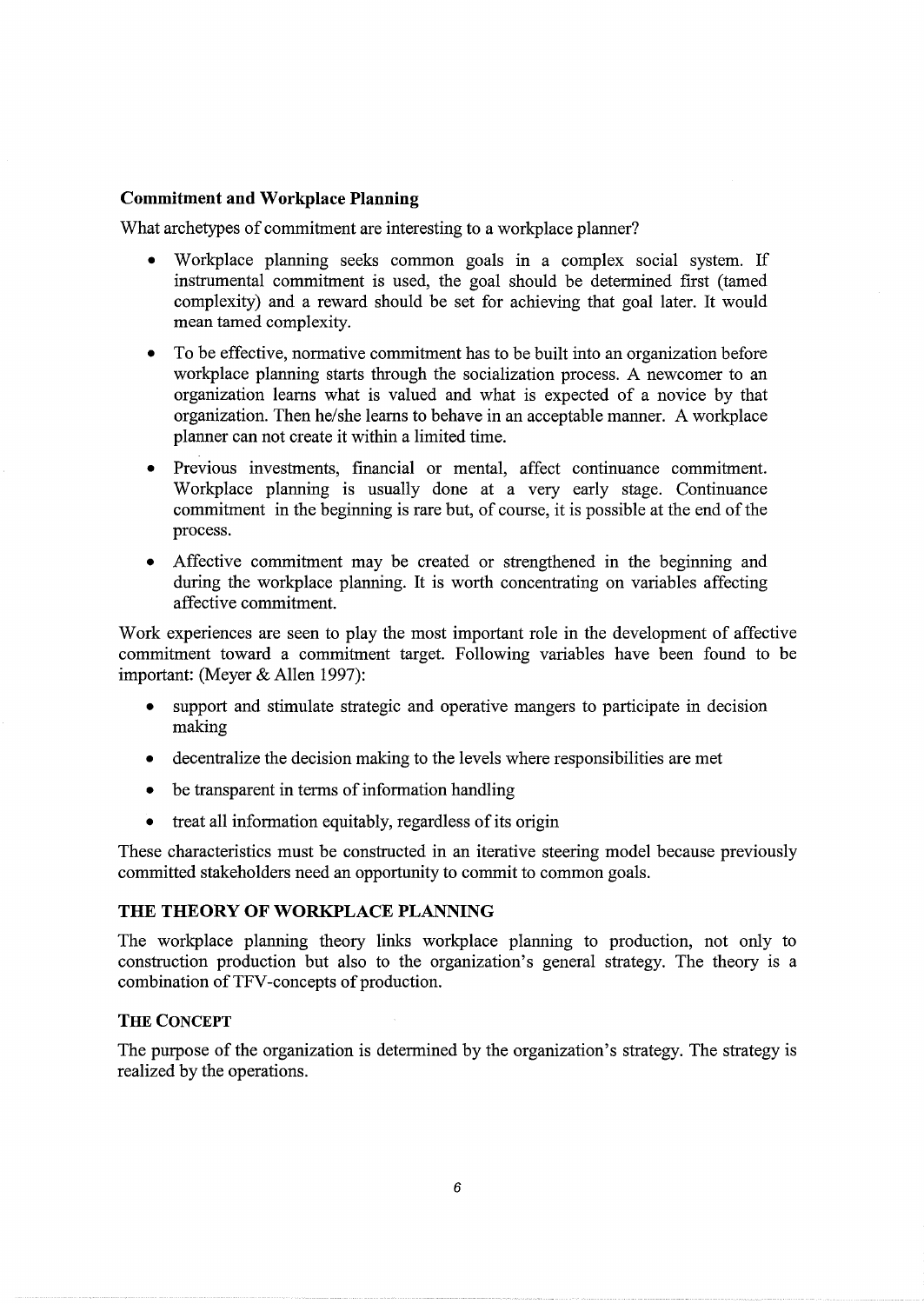### Commitment and Workplace Planning

What archetypes of commitment are interesting to a workplace planner?

- Workplace planning seeks common goals in a complex social system. If instrumental commitment is used, the goal should be determined first (tamed complexity) and a reward should be set for achieving that goal later. It would mean tamed complexity.
- To be effective, normative commitment has to be built into an organization before workplace planning starts through the socialization process. A newcomer to an organization learns what is valued and what is expected of a novice by that organization. Then he/she learns to behave in an acceptable manner. A workplace planner can not create it within a limited time.
- Previous investments, financial or mental, affect continuance commitment. Workplace planning is usually done at a very early stage. Continuance commitment in the beginning is rare but, of course, it is possible at the end of the process.
- Affective commitment may be created or strengthened in the beginning and during the workplace planning. It is worth concentrating on variables affecting affective commitment.

Work experiences are seen to play the most important role in the development of affective commitment toward a commitment target. Following variables have been found to be important: (Meyer & Allen 1997):

- support and stimulate strategic and operative mangers to participate in decision making
- decentralize the decision making to the levels where responsibilities are met
- be transparent in terms of information handling
- treat all information equitably, regardless of its origin

These characteristics must be constructed in an iterative steering model because previously committed stakeholders need an opportunity to commit to common goals.

## THE THEORY OF WORKPLACE PLANNING

The workplace planning theory links workplace planning to production, not only to construction production but also to the organization's general strategy. The theory is a combination of TFV-concepts of production.

### THE CONCEPT

The purpose of the organization is determined by the organization's strategy. The strategy is realized by the operations.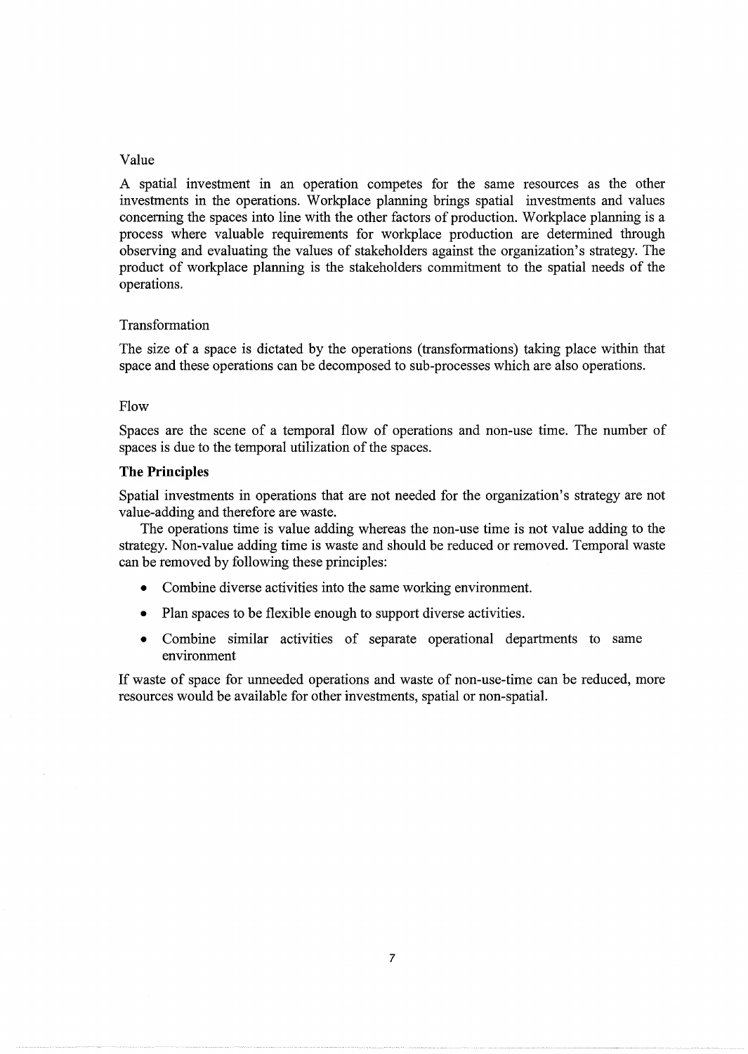Value

A spatial investment in an operation competes for the same resources as the other investments in the operations. Workplace planning brings spatial investments and values concerning the spaces into line with the other factors of production. Workplace planning is a process where valuable requirements for workplace production are determined through observing and evaluating the values of stakeholders against the organization's strategy. The product of workplace planning is the stakeholders commitment to the spatial needs of the operations.

Transformation

The size of a space is dictated by the operations (transformations) taking place within that space and these operations can be decomposed to sub-processes which are also operations.

Flow

Spaces are the scene of a temporal flow of operations and non-use time. The number of spaces is due to the temporal utilization of the spaces.

**The Principles**

Spatial investments in operations that are not needed for the organization's strategy are not value-adding and therefore are waste.

The operations time is value adding whereas the non-use time is not value adding to the strategy. Non-value adding time is waste and should be reduced or removed. Temporal waste can be removed by following these principles:

- Combine diverse activities into the same working environment.
- Plan spaces to be flexible enough to support diverse activities.
- Combine similar activities of separate operational departments to same environment

If waste of space for unneeded operations and waste of non-use-time can be reduced, more resources would be available for other investments, spatial or non-spatial.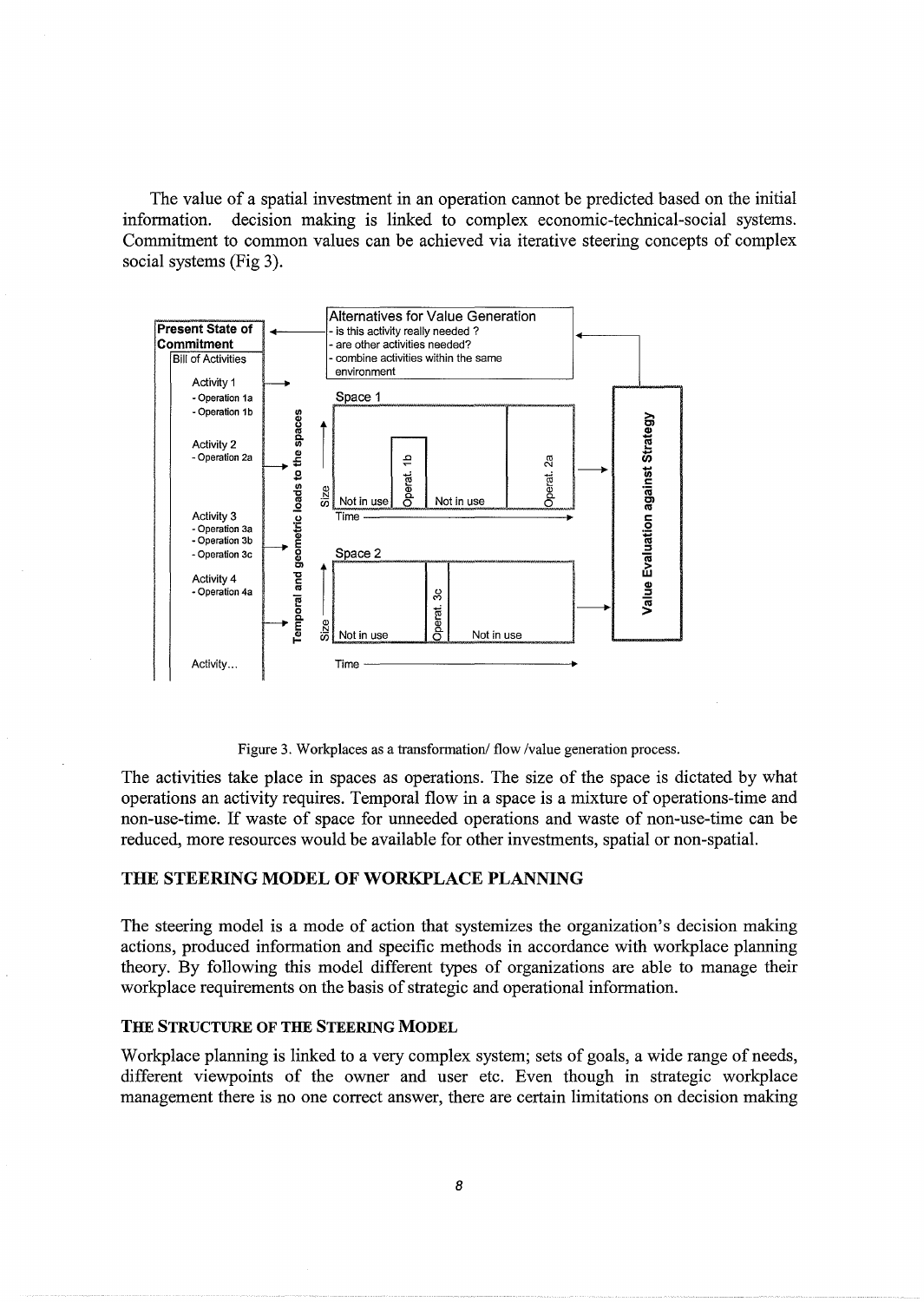The value of a spatial investment in an operation cannot be predicted based on the initial information. decision making is linked to complex economic-technical-social systems. Commitment to common values can be achieved via iterative steering concepts of complex social systems (Fig 3).

Figure 3. Workplaces as a transformation/ flow /value generation process.

The activities take place in spaces as operations. The size of the space is dictated by what operations an activity requires. Temporal flow in a space is a mixture of operations-time and non-use-time. If waste of space for unneeded operations and waste of non-use-time can be reduced, more resources would be available for other investments, spatial or non-spatial.

## THE STEERING MODEL OF WORKPLACE PLANNING

The steering model is a mode of action that systemizes the organization's decision making actions, produced information and specific methods in accordance with workplace planning theory. By following this model different types of organizations are able to manage their workplace requirements on the basis of strategic and operational information.

### THE STRUCTURE OF THE STEERING MODEL

Workplace planning is linked to a very complex system; sets of goals, a wide range of needs, different viewpoints of the owner and user etc. Even though in strategic workplace management there is no one correct answer, there are certain limitations on decision making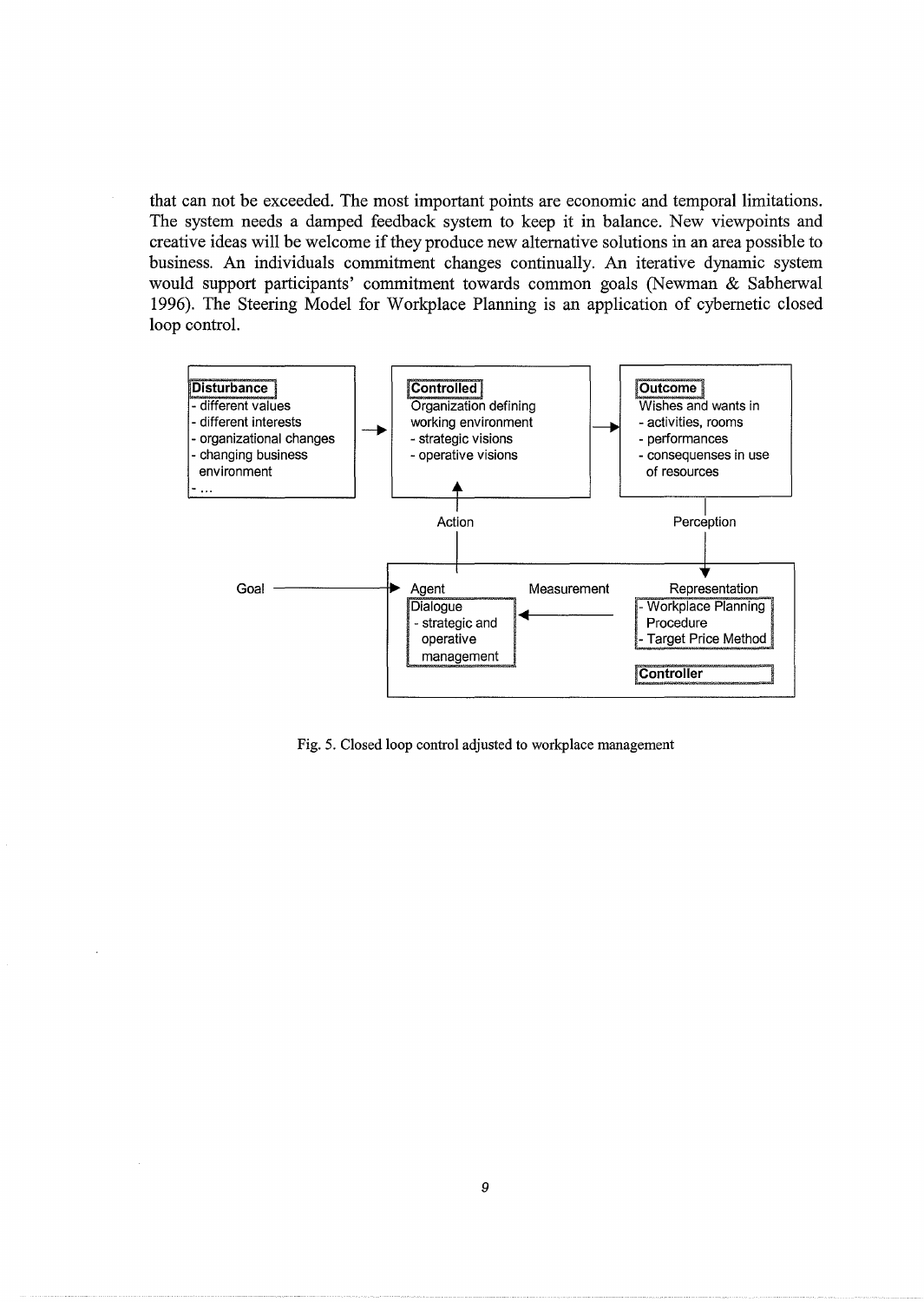that can not be exceeded. The most important points are economic and temporal limitations. The system needs a damped feedback system to keep it in balance. New viewpoints and creative ideas will be welcome if they produce new alternative solutions in an area possible to business. An individuals commitment changes continually. An iterative dynamic system would support participants' commitment towards common goals (Newman & Sabherwal 1996). The Steering Model for Workplace Planning is an application of cybernetic closed loop control.

**Disturbance**
- different values
- different interests
- organizational changes
- changing business environment
- ...

**Controlled**
Organization defining working environment
- strategic visions
- operative visions

**Outcome**
Wishes and wants in
- activities, rooms
- performances
- consequenses in use of resources

Action

Perception

Goal

Agent

**Dialogue**
- strategic and operative management

Measurement

Representation
- Workplace Planning Procedure
- Target Price Method

**Controller**

Fig. 5. Closed loop control adjusted to workplace management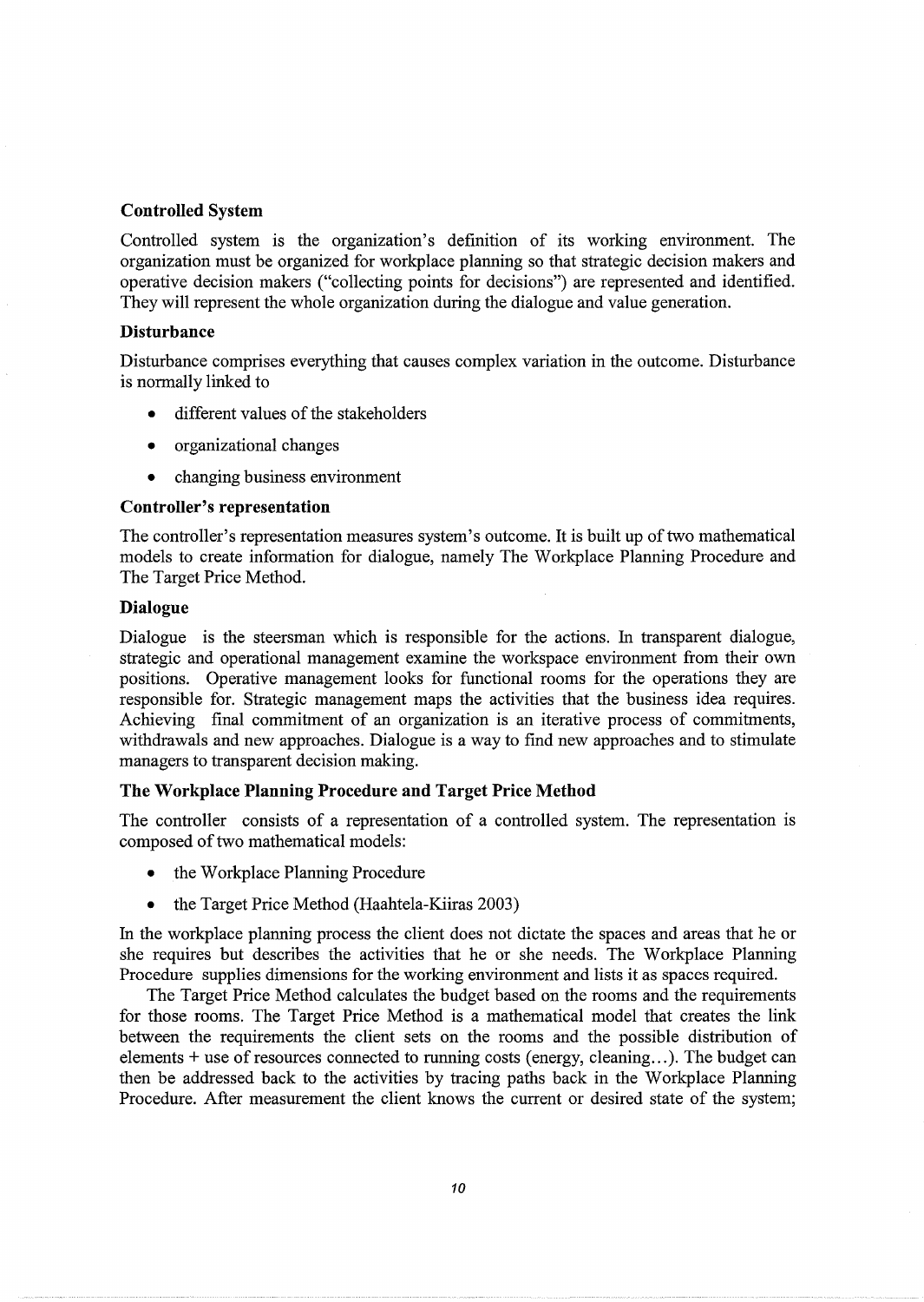### Controlled System

Controlled system is the organization's definition of its working environment. The organization must be organized for workplace planning so that strategic decision makers and operative decision makers ("collecting points for decisions") are represented and identified. They will represent the whole organization during the dialogue and value generation.

### Disturbance

Disturbance comprises everything that causes complex variation in the outcome. Disturbance is normally linked to

- different values of the stakeholders
- organizational changes
- changing business environment

### Controller's representation

The controller's representation measures system's outcome. It is built up of two mathematical models to create information for dialogue, namely The Workplace Planning Procedure and The Target Price Method.

### Dialogue

Dialogue is the steersman which is responsible for the actions. In transparent dialogue, strategic and operational management examine the workspace environment from their own positions. Operative management looks for functional rooms for the operations they are responsible for. Strategic management maps the activities that the business idea requires. Achieving final commitment of an organization is an iterative process of commitments, withdrawals and new approaches. Dialogue is a way to find new approaches and to stimulate managers to transparent decision making.

### The Workplace Planning Procedure and Target Price Method

The controller consists of a representation of a controlled system. The representation is composed of two mathematical models:

- the Workplace Planning Procedure
- the Target Price Method (Haahtela-Kiiras 2003)

In the workplace planning process the client does not dictate the spaces and areas that he or she requires but describes the activities that he or she needs. The Workplace Planning Procedure supplies dimensions for the working environment and lists it as spaces required.

The Target Price Method calculates the budget based on the rooms and the requirements for those rooms. The Target Price Method is a mathematical model that creates the link between the requirements the client sets on the rooms and the possible distribution of elements + use of resources connected to running costs (energy, cleaning…). The budget can then be addressed back to the activities by tracing paths back in the Workplace Planning Procedure. After measurement the client knows the current or desired state of the system;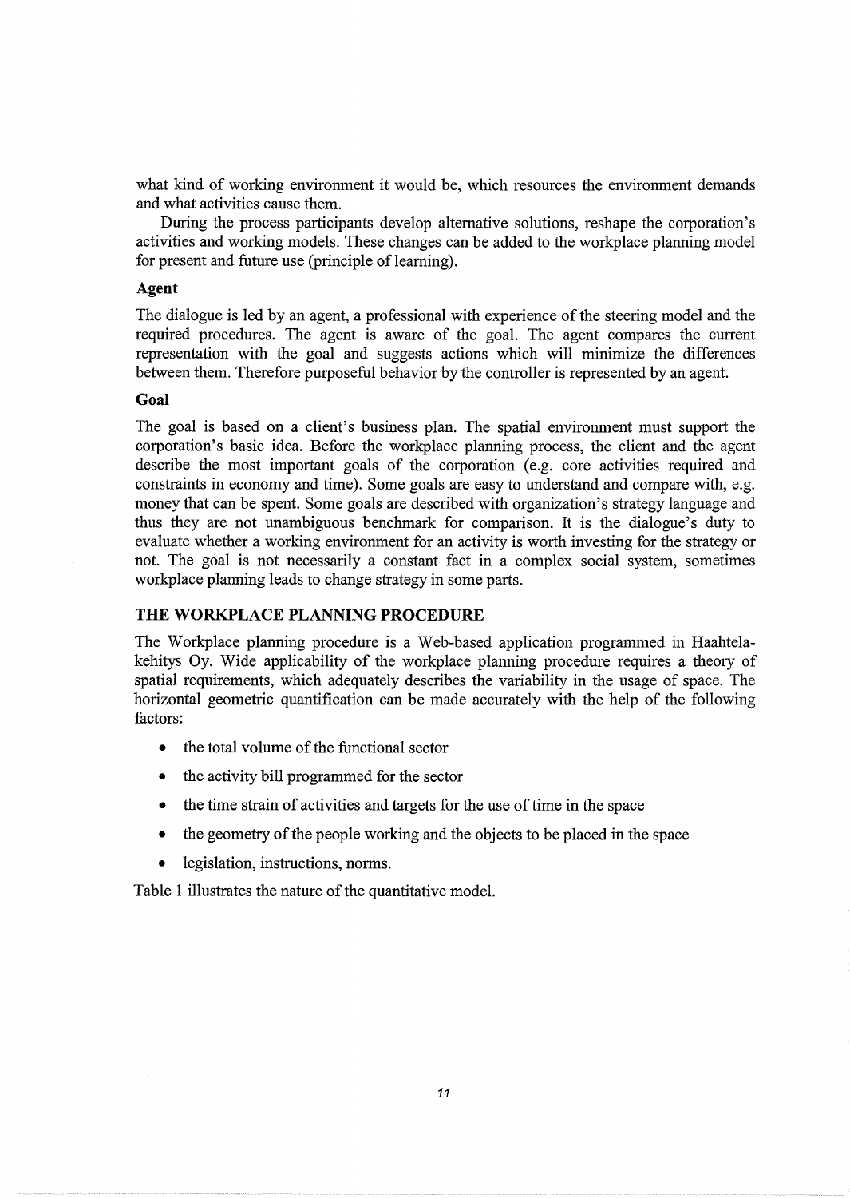what kind of working environment it would be, which resources the environment demands and what activities cause them.

During the process participants develop alternative solutions, reshape the corporation's activities and working models. These changes can be added to the workplace planning model for present and future use (principle of learning).

### Agent

The dialogue is led by an agent, a professional with experience of the steering model and the required procedures. The agent is aware of the goal. The agent compares the current representation with the goal and suggests actions which will minimize the differences between them. Therefore purposeful behavior by the controller is represented by an agent.

### Goal

The goal is based on a client's business plan. The spatial environment must support the corporation's basic idea. Before the workplace planning process, the client and the agent describe the most important goals of the corporation (e.g. core activities required and constraints in economy and time). Some goals are easy to understand and compare with, e.g. money that can be spent. Some goals are described with organization's strategy language and thus they are not unambiguous benchmark for comparison. It is the dialogue's duty to evaluate whether a working environment for an activity is worth investing for the strategy or not. The goal is not necessarily a constant fact in a complex social system, sometimes workplace planning leads to change strategy in some parts.

## THE WORKPLACE PLANNING PROCEDURE

The Workplace planning procedure is a Web-based application programmed in Haahtela-kehitys Oy. Wide applicability of the workplace planning procedure requires a theory of spatial requirements, which adequately describes the variability in the usage of space. The horizontal geometric quantification can be made accurately with the help of the following factors:

- the total volume of the functional sector
- the activity bill programmed for the sector
- the time strain of activities and targets for the use of time in the space
- the geometry of the people working and the objects to be placed in the space
- legislation, instructions, norms.

Table 1 illustrates the nature of the quantitative model.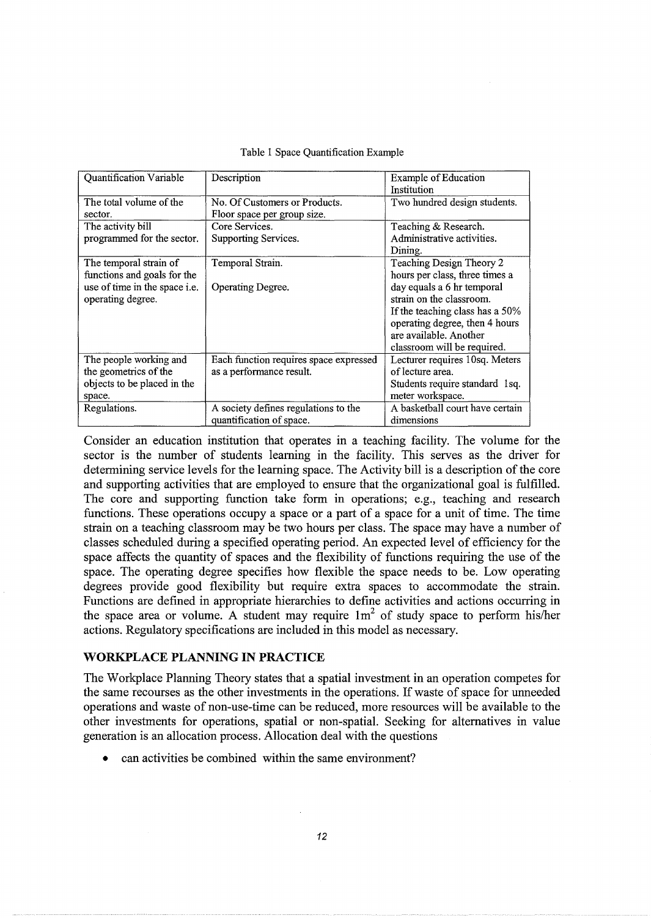Table 1 Space Quantification Example

| Quantification Variable | Description | Example of Education Institution |
|---|---|---|
| The total volume of the sector. | No. Of Customers or Products.<br>Floor space per group size. | Two hundred design students. |
| The activity bill programmed for the sector. | Core Services.<br>Supporting Services. | Teaching & Research.<br>Administrative activities.<br>Dining. |
| The temporal strain of functions and goals for the use of time in the space i.e. operating degree. | Temporal Strain.<br><br>Operating Degree. | Teaching Design Theory 2 hours per class, three times a day equals a 6 hr temporal strain on the classroom.<br>If the teaching class has a 50% operating degree, then 4 hours are available. Another classroom will be required. |
| The people working and the geometrics of the objects to be placed in the space. | Each function requires space expressed as a performance result. | Lecturer requires 10sq. Meters of lecture area.<br>Students require standard 1sq. meter workspace. |
| Regulations. | A society defines regulations to the quantification of space. | A basketball court have certain dimensions |

Consider an education institution that operates in a teaching facility. The volume for the sector is the number of students learning in the facility. This serves as the driver for determining service levels for the learning space. The Activity bill is a description of the core and supporting activities that are employed to ensure that the organizational goal is fulfilled. The core and supporting function take form in operations; e.g., teaching and research functions. These operations occupy a space or a part of a space for a unit of time. The time strain on a teaching classroom may be two hours per class. The space may have a number of classes scheduled during a specified operating period. An expected level of efficiency for the space affects the quantity of spaces and the flexibility of functions requiring the use of the space. The operating degree specifies how flexible the space needs to be. Low operating degrees provide good flexibility but require extra spaces to accommodate the strain. Functions are defined in appropriate hierarchies to define activities and actions occurring in the space area or volume. A student may require $1m^2$ of study space to perform his/her actions. Regulatory specifications are included in this model as necessary.

## WORKPLACE PLANNING IN PRACTICE

The Workplace Planning Theory states that a spatial investment in an operation competes for the same recourses as the other investments in the operations. If waste of space for unneeded operations and waste of non-use-time can be reduced, more resources will be available to the other investments for operations, spatial or non-spatial. Seeking for alternatives in value generation is an allocation process. Allocation deal with the questions

- can activities be combined within the same environment?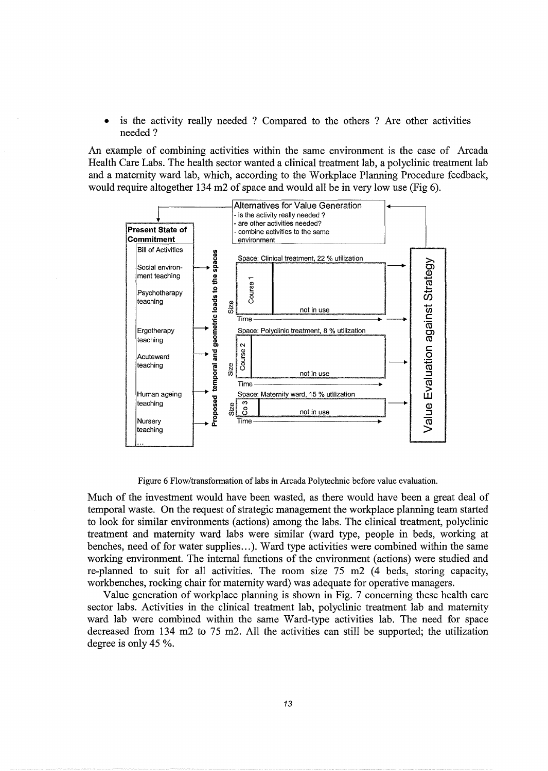- is the activity really needed ? Compared to the others ? Are other activities needed ?

An example of combining activities within the same environment is the case of Arcada Health Care Labs. The health sector wanted a clinical treatment lab, a polyclinic treatment lab and a maternity ward lab, which, according to the Workplace Planning Procedure feedback, would require altogether 134 m2 of space and would all be in very low use (Fig 6).

Figure 6 Flow/transformation of labs in Arcada Polytechnic before value evaluation.

Much of the investment would have been wasted, as there would have been a great deal of temporal waste. On the request of strategic management the workplace planning team started to look for similar environments (actions) among the labs. The clinical treatment, polyclinic treatment and maternity ward labs were similar (ward type, people in beds, working at benches, need of for water supplies…). Ward type activities were combined within the same working environment. The internal functions of the environment (actions) were studied and re-planned to suit for all activities. The room size 75 m2 (4 beds, storing capacity, workbenches, rocking chair for maternity ward) was adequate for operative managers.

Value generation of workplace planning is shown in Fig. 7 concerning these health care sector labs. Activities in the clinical treatment lab, polyclinic treatment lab and maternity ward lab were combined within the same Ward-type activities lab. The need for space decreased from 134 m2 to 75 m2. All the activities can still be supported; the utilization degree is only 45 %.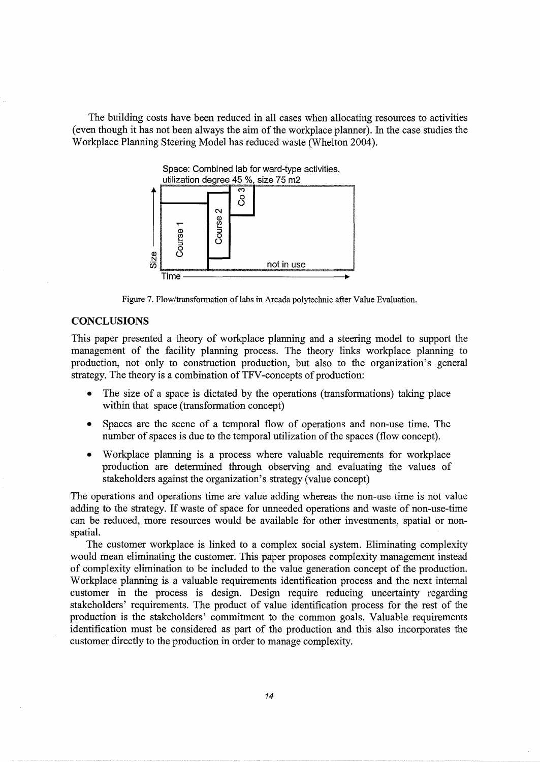The building costs have been reduced in all cases when allocating resources to activities (even though it has not been always the aim of the workplace planner). In the case studies the Workplace Planning Steering Model has reduced waste (Whelton 2004).

Figure 7. Flow/transformation of labs in Arcada polytechnic after Value Evaluation.

## CONCLUSIONS

This paper presented a theory of workplace planning and a steering model to support the management of the facility planning process. The theory links workplace planning to production, not only to construction production, but also to the organization's general strategy. The theory is a combination of TFV-concepts of production:

- The size of a space is dictated by the operations (transformations) taking place within that space (transformation concept)
- Spaces are the scene of a temporal flow of operations and non-use time. The number of spaces is due to the temporal utilization of the spaces (flow concept).
- Workplace planning is a process where valuable requirements for workplace production are determined through observing and evaluating the values of stakeholders against the organization's strategy (value concept)

The operations and operations time are value adding whereas the non-use time is not value adding to the strategy. If waste of space for unneeded operations and waste of non-use-time can be reduced, more resources would be available for other investments, spatial or non-spatial.

The customer workplace is linked to a complex social system. Eliminating complexity would mean eliminating the customer. This paper proposes complexity management instead of complexity elimination to be included to the value generation concept of the production. Workplace planning is a valuable requirements identification process and the next internal customer in the process is design. Design require reducing uncertainty regarding stakeholders' requirements. The product of value identification process for the rest of the production is the stakeholders' commitment to the common goals. Valuable requirements identification must be considered as part of the production and this also incorporates the customer directly to the production in order to manage complexity.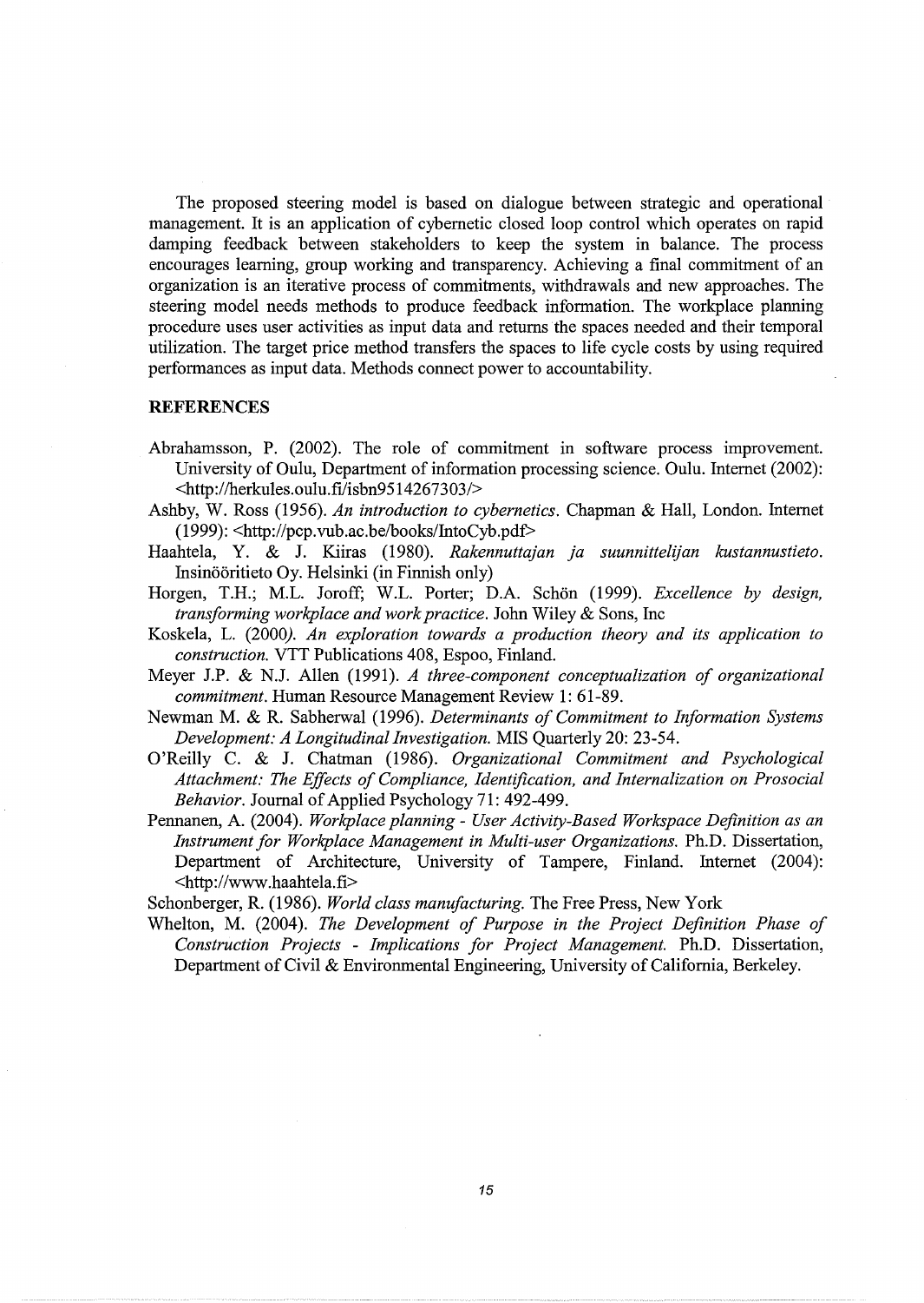The proposed steering model is based on dialogue between strategic and operational management. It is an application of cybernetic closed loop control which operates on rapid damping feedback between stakeholders to keep the system in balance. The process encourages learning, group working and transparency. Achieving a final commitment of an organization is an iterative process of commitments, withdrawals and new approaches. The steering model needs methods to produce feedback information. The workplace planning procedure uses user activities as input data and returns the spaces needed and their temporal utilization. The target price method transfers the spaces to life cycle costs by using required performances as input data. Methods connect power to accountability.

## REFERENCES

Abrahamsson, P. (2002). The role of commitment in software process improvement. University of Oulu, Department of information processing science. Oulu. Internet (2002): <http://herkules.oulu.fi/isbn9514267303/>

Ashby, W. Ross (1956). *An introduction to cybernetics*. Chapman & Hall, London. Internet (1999): <http://pcp.vub.ac.be/books/IntoCyb.pdf>

Haahtela, Y. & J. Kiiras (1980). *Rakennuttajan ja suunnittelijan kustannustieto*. Insinööritieto Oy. Helsinki (in Finnish only)

Horgen, T.H.; M.L. Joroff; W.L. Porter; D.A. Schön (1999). *Excellence by design, transforming workplace and work practice*. John Wiley & Sons, Inc

Koskela, L. (2000*). An exploration towards a production theory and its application to construction.* VTT Publications 408, Espoo, Finland.

Meyer J.P. & N.J. Allen (1991). *A three-component conceptualization of organizational commitment*. Human Resource Management Review 1: 61-89.

Newman M. & R. Sabherwal (1996). *Determinants of Commitment to Information Systems Development: A Longitudinal Investigation.* MIS Quarterly 20: 23-54.

O'Reilly C. & J. Chatman (1986). *Organizational Commitment and Psychological Attachment: The Effects of Compliance, Identification, and Internalization on Prosocial Behavior*. Journal of Applied Psychology 71: 492-499.

Pennanen, A. (2004). *Workplace planning - User Activity-Based Workspace Definition as an Instrument for Workplace Management in Multi-user Organizations.* Ph.D. Dissertation, Department of Architecture, University of Tampere, Finland. Internet (2004): <http://www.haahtela.fi>

Schonberger, R. (1986). *World class manufacturing*. The Free Press, New York

Whelton, M. (2004). *The Development of Purpose in the Project Definition Phase of Construction Projects - Implications for Project Management.* Ph.D. Dissertation, Department of Civil & Environmental Engineering, University of California, Berkeley.